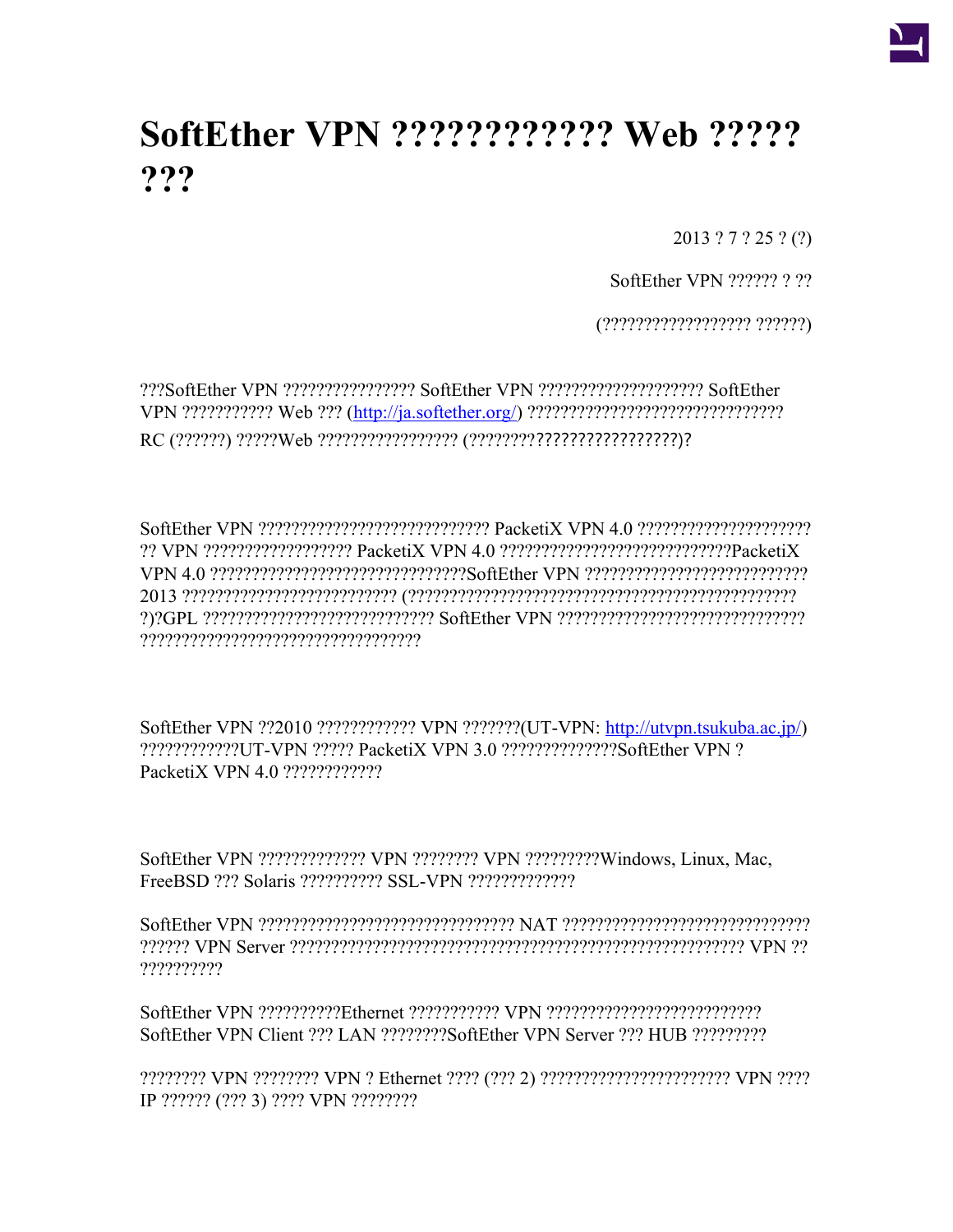# SoftEther VPN ???????????? Web ????? ???

2013 ? 7 ? 25 ? (?)

SoftEther VPN ?????? ? ??

(?????????????????? ??????)

???SoftEther VPN ???????????????? SoftEther VPN ???????????????????? SoftEther VPN ??????????? Web ??? (http://ja.softether.org/) ??????????????????????????????? RC (??????) ?????Web ????????????????? (?????????????????????????)?

SoftEther VPN ???????????????????????????? PacketiX VPN 4.0 ????????????????????? ?? VPN ?????????????????? PacketiX VPN 4.0 ???????????????????????????PacketiX VPN 4.0 ???????????????????????????????SoftEther VPN ??????????????????????????? 2013 ?????????????????????????? (??????????????????????????????????????????????? ?)?GPL ???????????????????????????? SoftEther VPN ?????????????????????????????? ??????????????????????????????????

SoftEther VPN ??2010 ???????????? VPN ???????(UT-VPN: http://utvpn.tsukuba.ac.jp/) ????????????UT-VPN ????? PacketiX VPN 3.0 ??????????????SoftEther VPN ? PacketiX VPN 4.0 ????????????

SoftEther VPN ????????????? VPN ???????? VPN ?????????Windows, Linux, Mac, FreeBSD ??? Solaris ?????????? SSL-VPN ?????????????

SoftEther VPN ???????????????????????????????? NAT ?????????????????????????????? ?????? VPN Server ?????????????????????????????????????????????????????? VPN ?? ??????????

SoftEther VPN ??????????Ethernet ??????????? VPN ?????????????????????????? SoftEther VPN Client ??? LAN ????????SoftEther VPN Server ??? HUB ?????????

???????? VPN ???????? VPN ? Ethernet ???? (??? 2) ??????????????????????? VPN ???? IP ?????? (??? 3) ???? VPN ????????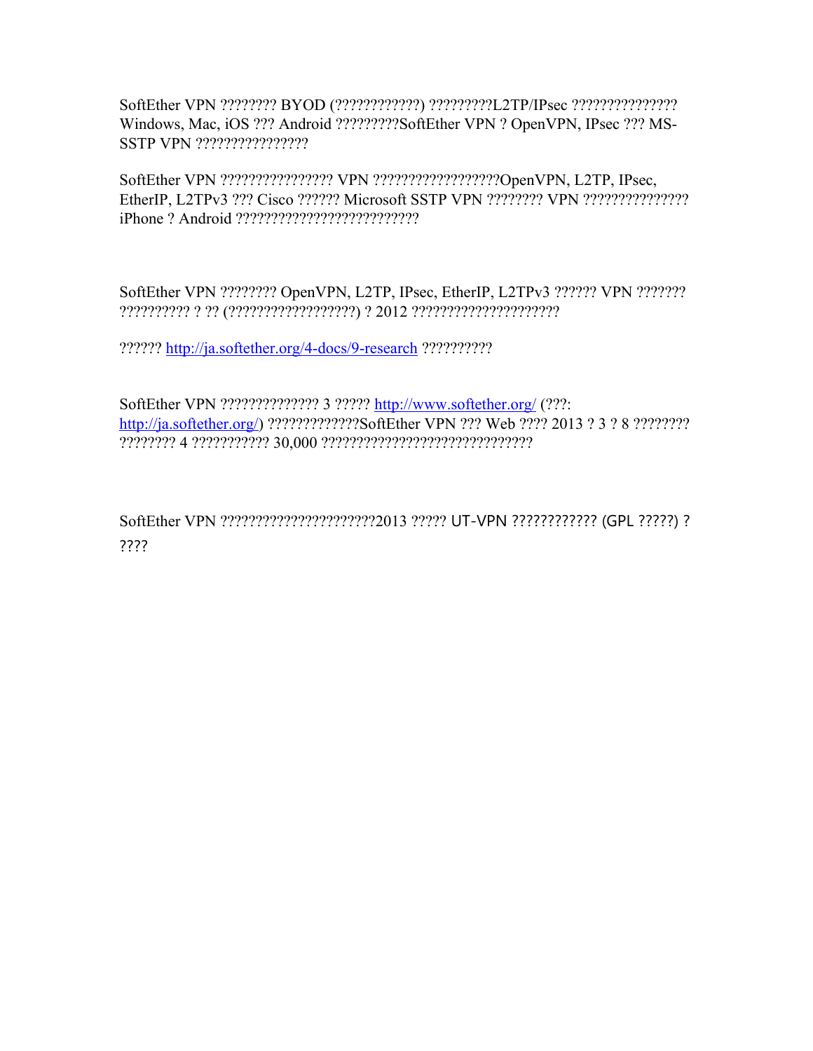SoftEther VPN ???????? BYOD (????????????) ?????????L2TP/IPsec ??????????????? Windows, Mac, iOS ??? Android ?????????SoftEther VPN ? OpenVPN, IPsec ??? MS-SSTP VPN ????????????????

SoftEther VPN ???????????????? VPN ??????????????????OpenVPN, L2TP, IPsec, EtherIP, L2TPv3 ??? Cisco ?????? Microsoft SSTP VPN ???????? VPN ??????????????? iPhone ? Android ??????????????????????????

SoftEther VPN ???????? OpenVPN, L2TP, IPsec, EtherIP, L2TPv3 ?????? VPN ??????? ?????????? ? ?? (??????????????????) ? 2012 ?????????????????????

?????? http://ja.softether.org/4-docs/9-research ??????????

SoftEther VPN ?????????????? 3 ????? http://www.softether.org/ (???: http://ja.softether.org/) ?????????????SoftEther VPN ??? Web ???? 2013 ? 3 ? 8 ???????? ???????? 4 ??????????? 30,000 ??????????????????????????????

SoftEther VPN ??????????????????????2013 ????? UT-VPN ???????????? (GPL ?????) ? ????